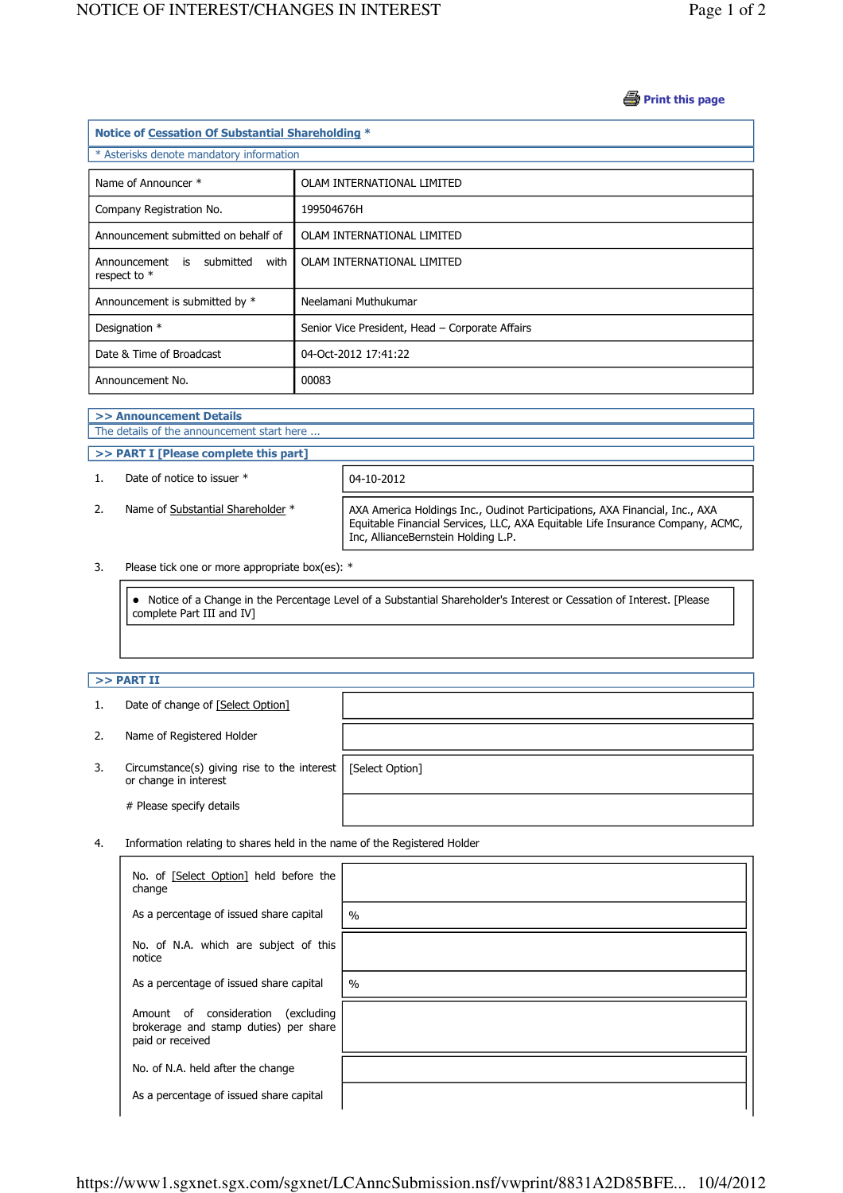Print this page

## Notice of Cessation Of Substantial Shareholding *

* Asterisks denote mandatory information

| | |
|---|---|
| Name of Announcer * | OLAM INTERNATIONAL LIMITED |
| Company Registration No. | 199504676H |
| Announcement submitted on behalf of | OLAM INTERNATIONAL LIMITED |
| Announcement is submitted with respect to * | OLAM INTERNATIONAL LIMITED |
| Announcement is submitted by * | Neelamani Muthukumar |
| Designation * | Senior Vice President, Head – Corporate Affairs |
| Date & Time of Broadcast | 04-Oct-2012 17:41:22 |
| Announcement No. | 00083 |

### >> Announcement Details

The details of the announcement start here ...

### >> PART I [Please complete this part]

| | | |
|---|---|---|
| 1. | Date of notice to issuer * | 04-10-2012 |
| 2. | Name of Substantial Shareholder * | AXA America Holdings Inc., Oudinot Participations, AXA Financial, Inc., AXA Equitable Financial Services, LLC, AXA Equitable Life Insurance Company, ACMC, Inc, AllianceBernstein Holding L.P. |

3. Please tick one or more appropriate box(es): *

- Notice of a Change in the Percentage Level of a Substantial Shareholder's Interest or Cessation of Interest. [Please complete Part III and IV]

### >> PART II

| | | |
|---|---|---|
| 1. | Date of change of [Select Option] | |
| 2. | Name of Registered Holder | |
| 3. | Circumstance(s) giving rise to the interest or change in interest | [Select Option] |
| | # Please specify details | |

4. Information relating to shares held in the name of the Registered Holder

| | |
|---|---|
| No. of [Select Option] held before the change | |
| As a percentage of issued share capital | % |
| No. of N.A. which are subject of this notice | |
| As a percentage of issued share capital | % |
| Amount of consideration (excluding brokerage and stamp duties) per share paid or received | |
| No. of N.A. held after the change | |
| As a percentage of issued share capital | |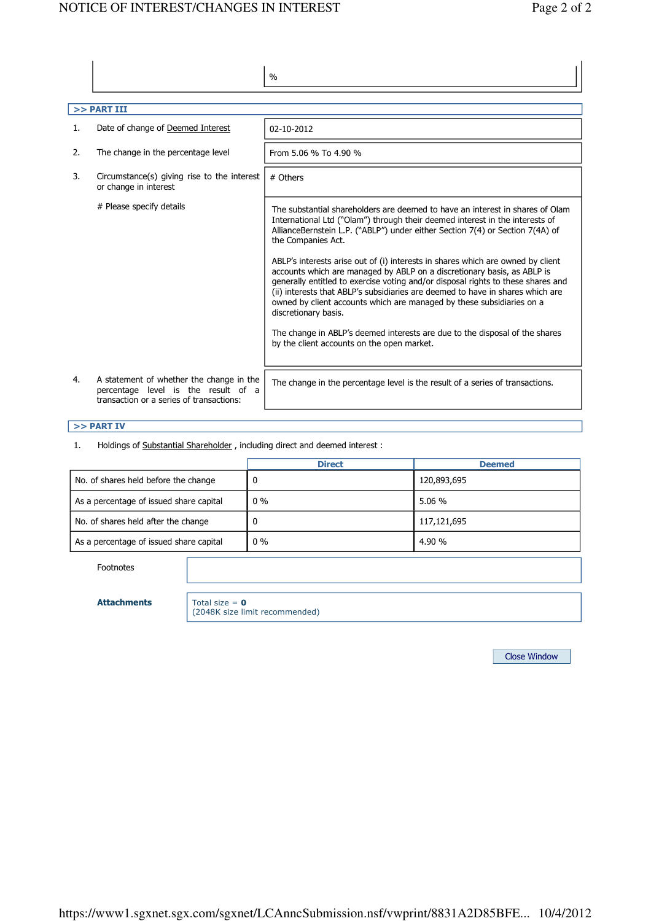| | |
|---|---|
| | % |

## >> PART III

| | | |
|---|---|---|
| 1. | Date of change of Deemed Interest | 02-10-2012 |
| 2. | The change in the percentage level | From 5.06 % To 4.90 % |
| 3. | Circumstance(s) giving rise to the interest or change in interest | # Others |
| | # Please specify details | The substantial shareholders are deemed to have an interest in shares of Olam International Ltd ("Olam") through their deemed interest in the interests of AllianceBernstein L.P. ("ABLP") under either Section 7(4) or Section 7(4A) of the Companies Act.<br><br>ABLP's interests arise out of (i) interests in shares which are owned by client accounts which are managed by ABLP on a discretionary basis, as ABLP is generally entitled to exercise voting and/or disposal rights to these shares and (ii) interests that ABLP's subsidiaries are deemed to have in shares which are owned by client accounts which are managed by these subsidiaries on a discretionary basis.<br><br>The change in ABLP's deemed interests are due to the disposal of the shares by the client accounts on the open market. |
| 4. | A statement of whether the change in the percentage level is the result of a transaction or a series of transactions: | The change in the percentage level is the result of a series of transactions. |

## >> PART IV

1. Holdings of Substantial Shareholder , including direct and deemed interest :

| | Direct | Deemed |
|---|---|---|
| No. of shares held before the change | 0 | 120,893,695 |
| As a percentage of issued share capital | 0 % | 5.06 % |
| No. of shares held after the change | 0 | 117,121,695 |
| As a percentage of issued share capital | 0 % | 4.90 % |

Footnotes

**Attachments**

Total size = **0**
(2048K size limit recommended)

Close Window